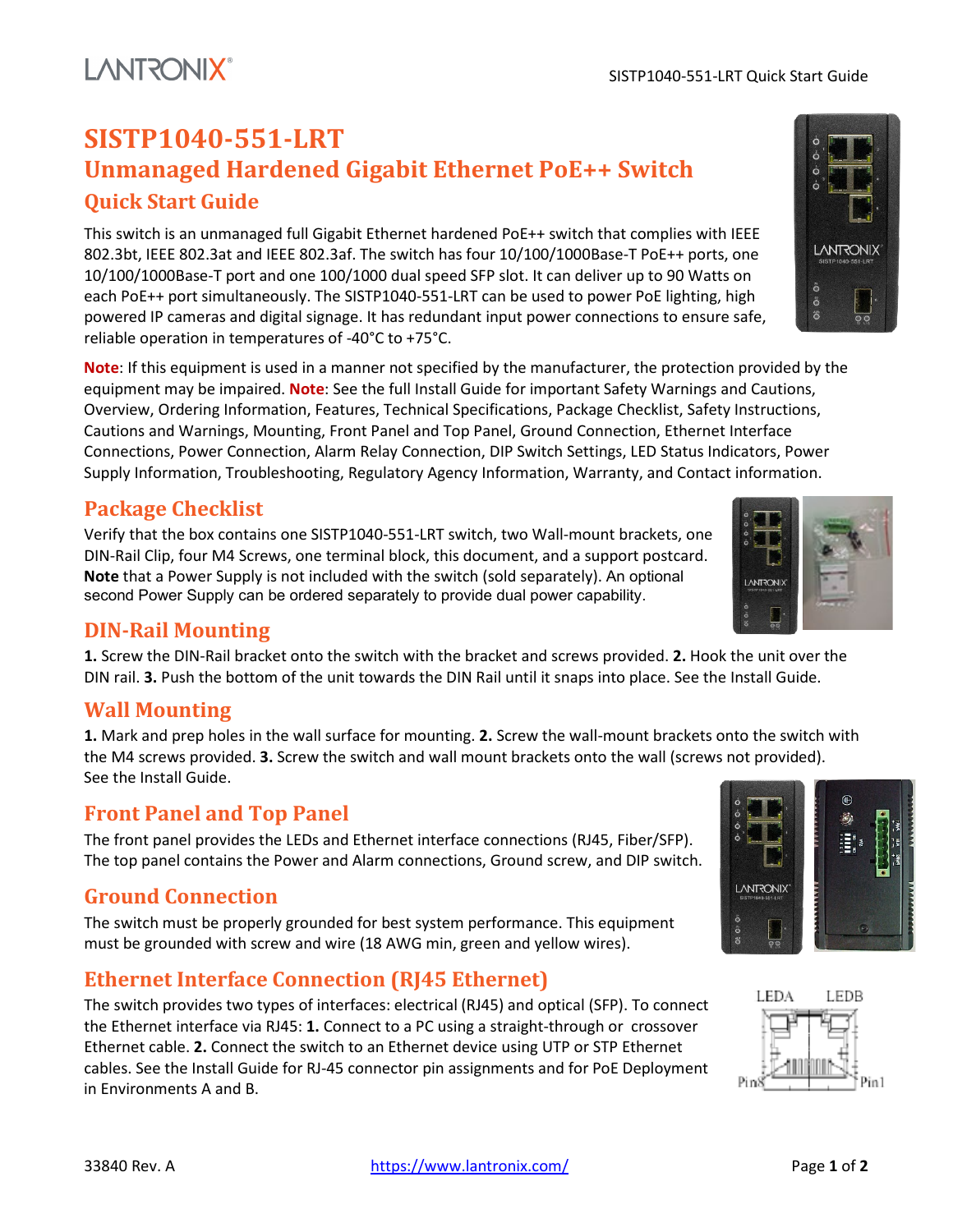# SISTP1040-551-LRT

## Unmanaged Hardened Gigabit Ethernet PoE++ Switch

## Quick Start Guide

This switch is an unmanaged full Gigabit Ethernet hardened PoE++ switch that complies with IEEE 802.3bt, IEEE 802.3at and IEEE 802.3af. The switch has four 10/100/1000Base-T PoE++ ports, one 10/100/1000Base-T port and one 100/1000 dual speed SFP slot. It can deliver up to 90 Watts on each PoE++ port simultaneously. The SISTP1040-551-LRT can be used to power PoE lighting, high powered IP cameras and digital signage. It has redundant input power connections to ensure safe, reliable operation in temperatures of -40°C to +75°C.

**Note**: If this equipment is used in a manner not specified by the manufacturer, the protection provided by the equipment may be impaired. **Note**: See the full Install Guide for important Safety Warnings and Cautions, Overview, Ordering Information, Features, Technical Specifications, Package Checklist, Safety Instructions, Cautions and Warnings, Mounting, Front Panel and Top Panel, Ground Connection, Ethernet Interface Connections, Power Connection, Alarm Relay Connection, DIP Switch Settings, LED Status Indicators, Power Supply Information, Troubleshooting, Regulatory Agency Information, Warranty, and Contact information.

## Package Checklist

Verify that the box contains one SISTP1040-551-LRT switch, two Wall-mount brackets, one DIN-Rail Clip, four M4 Screws, one terminal block, this document, and a support postcard. **Note** that a Power Supply is not included with the switch (sold separately). An optional second Power Supply can be ordered separately to provide dual power capability.

## DIN-Rail Mounting

**1.** Screw the DIN-Rail bracket onto the switch with the bracket and screws provided. **2.** Hook the unit over the DIN rail. **3.** Push the bottom of the unit towards the DIN Rail until it snaps into place. See the Install Guide.

## Wall Mounting

**1.** Mark and prep holes in the wall surface for mounting. **2.** Screw the wall-mount brackets onto the switch with the M4 screws provided. **3.** Screw the switch and wall mount brackets onto the wall (screws not provided). See the Install Guide.

## Front Panel and Top Panel

The front panel provides the LEDs and Ethernet interface connections (RJ45, Fiber/SFP). The top panel contains the Power and Alarm connections, Ground screw, and DIP switch.

## Ground Connection

The switch must be properly grounded for best system performance. This equipment must be grounded with screw and wire (18 AWG min, green and yellow wires).

## Ethernet Interface Connection (RJ45 Ethernet)

The switch provides two types of interfaces: electrical (RJ45) and optical (SFP). To connect the Ethernet interface via RJ45: **1.** Connect to a PC using a straight-through or crossover Ethernet cable. **2.** Connect the switch to an Ethernet device using UTP or STP Ethernet cables. See the Install Guide for RJ-45 connector pin assignments and for PoE Deployment in Environments A and B.

LEDA LEDB

Pin8 Pin1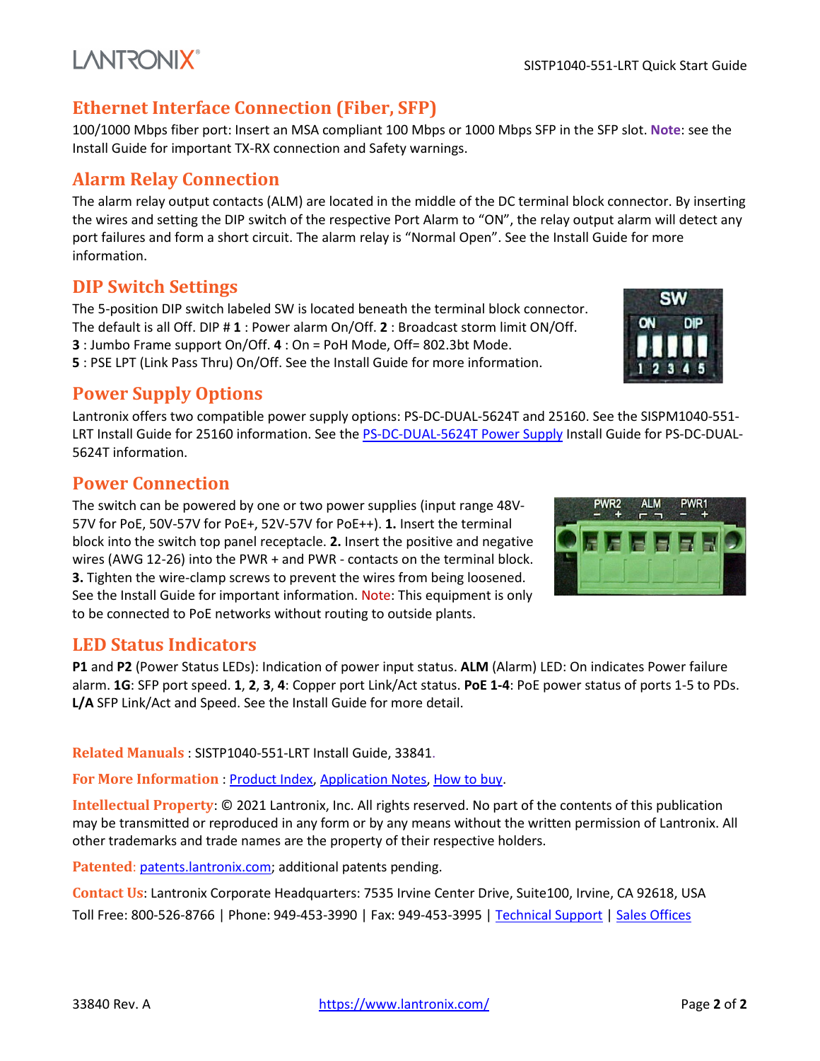## Ethernet Interface Connection (Fiber, SFP)

100/1000 Mbps fiber port: Insert an MSA compliant 100 Mbps or 1000 Mbps SFP in the SFP slot. **Note**: see the Install Guide for important TX-RX connection and Safety warnings.

## Alarm Relay Connection

The alarm relay output contacts (ALM) are located in the middle of the DC terminal block connector. By inserting the wires and setting the DIP switch of the respective Port Alarm to "ON", the relay output alarm will detect any port failures and form a short circuit. The alarm relay is "Normal Open". See the Install Guide for more information.

## DIP Switch Settings

The 5-position DIP switch labeled SW is located beneath the terminal block connector. The default is all Off. DIP # **1** : Power alarm On/Off. **2** : Broadcast storm limit ON/Off. **3** : Jumbo Frame support On/Off. **4** : On = PoH Mode, Off= 802.3bt Mode. **5** : PSE LPT (Link Pass Thru) On/Off. See the Install Guide for more information.

## Power Supply Options

Lantronix offers two compatible power supply options: PS-DC-DUAL-5624T and 25160. See the SISPM1040-551-LRT Install Guide for 25160 information. See the PS-DC-DUAL-5624T Power Supply Install Guide for PS-DC-DUAL-5624T information.

## Power Connection

The switch can be powered by one or two power supplies (input range 48V-57V for PoE, 50V-57V for PoE+, 52V-57V for PoE++). **1.** Insert the terminal block into the switch top panel receptacle. **2.** Insert the positive and negative wires (AWG 12-26) into the PWR + and PWR - contacts on the terminal block. **3.** Tighten the wire-clamp screws to prevent the wires from being loosened. See the Install Guide for important information. Note: This equipment is only to be connected to PoE networks without routing to outside plants.

## LED Status Indicators

**P1** and **P2** (Power Status LEDs): Indication of power input status. **ALM** (Alarm) LED: On indicates Power failure alarm. **1G**: SFP port speed. **1**, **2**, **3**, **4**: Copper port Link/Act status. **PoE 1-4**: PoE power status of ports 1-5 to PDs. **L/A** SFP Link/Act and Speed. See the Install Guide for more detail.

**Related Manuals** : SISTP1040-551-LRT Install Guide, 33841.

**For More Information** : Product Index, Application Notes, How to buy.

**Intellectual Property**: © 2021 Lantronix, Inc. All rights reserved. No part of the contents of this publication may be transmitted or reproduced in any form or by any means without the written permission of Lantronix. All other trademarks and trade names are the property of their respective holders.

**Patented**: patents.lantronix.com; additional patents pending.

**Contact Us**: Lantronix Corporate Headquarters: 7535 Irvine Center Drive, Suite100, Irvine, CA 92618, USA
Toll Free: 800-526-8766 | Phone: 949-453-3990 | Fax: 949-453-3995 | Technical Support | Sales Offices

33840 Rev. A https://www.lantronix.com/